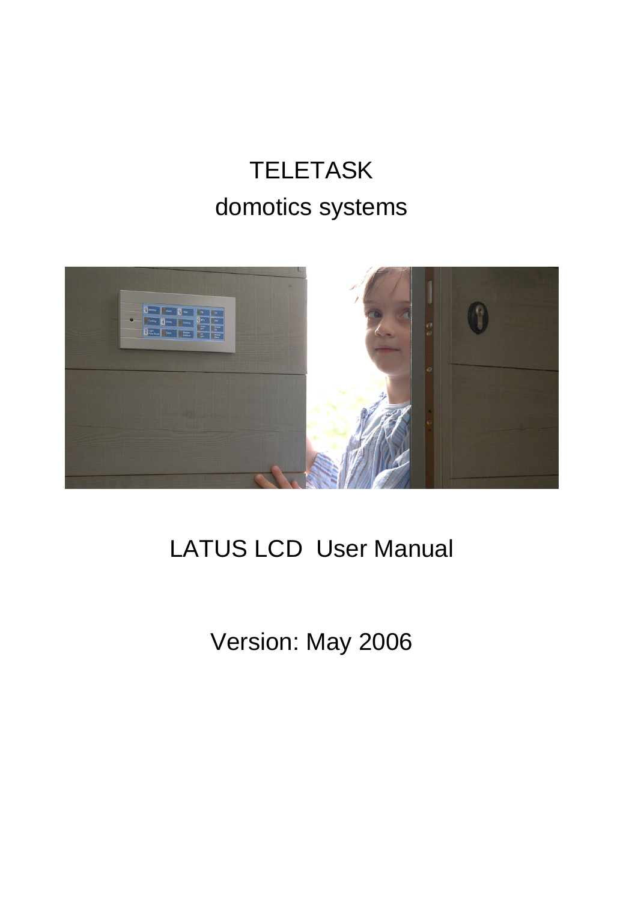# TELETASK

domotics systems

LATUS LCD User Manual

Version: May 2006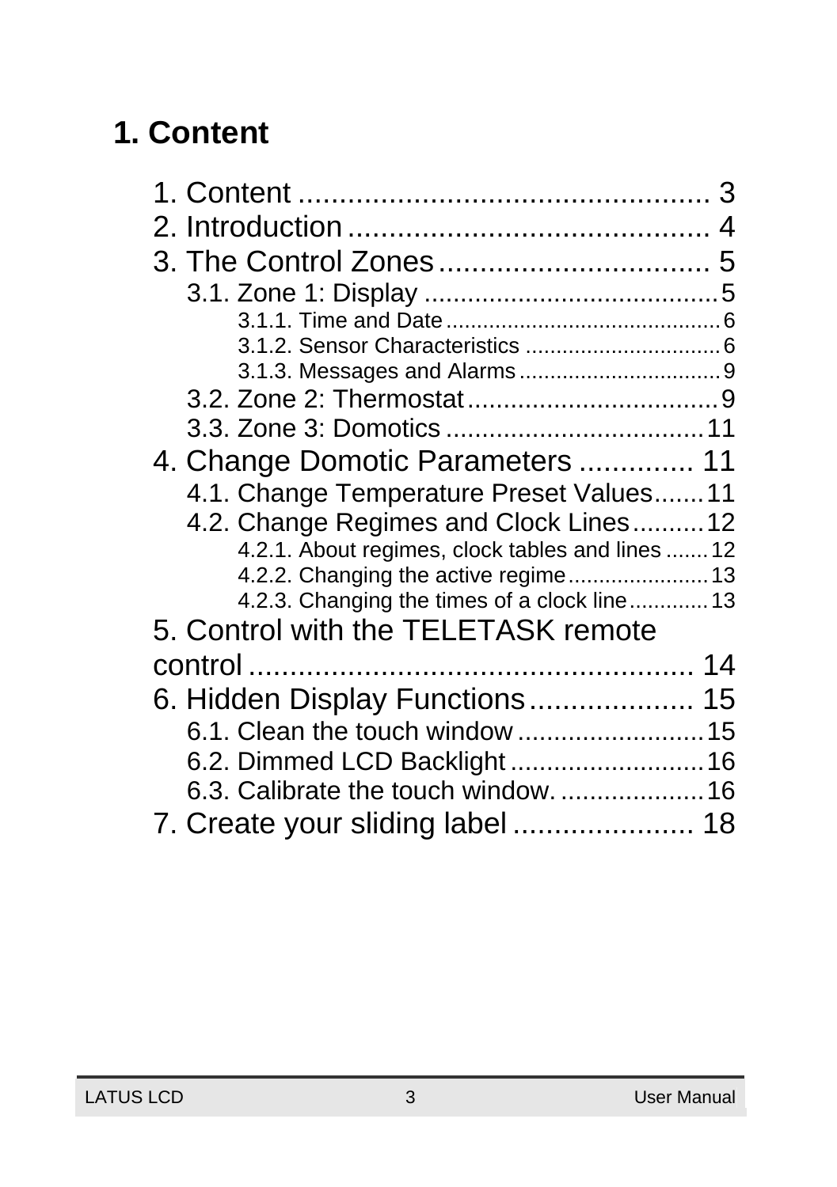# 1. Content

1. Content .................................................. 3
2. Introduction ............................................ 4
3. The Control Zones ................................. 5
    - 3.1. Zone 1: Display ........................................5
        - 3.1.1. Time and Date ............................................6
        - 3.1.2. Sensor Characteristics ................................6
        - 3.1.3. Messages and Alarms .................................9
    - 3.2. Zone 2: Thermostat ..................................9
    - 3.3. Zone 3: Domotics ....................................11
4. Change Domotic Parameters .............. 11
    - 4.1. Change Temperature Preset Values.......11
    - 4.2. Change Regimes and Clock Lines..........12
        - 4.2.1. About regimes, clock tables and lines .......12
        - 4.2.2. Changing the active regime.......................13
        - 4.2.3. Changing the times of a clock line.............13
5. Control with the TELETASK remote control ...................................................... 14
6. Hidden Display Functions .................... 15
    - 6.1. Clean the touch window ..........................15
    - 6.2. Dimmed LCD Backlight ...........................16
    - 6.3. Calibrate the touch window. ....................16
7. Create your sliding label ...................... 18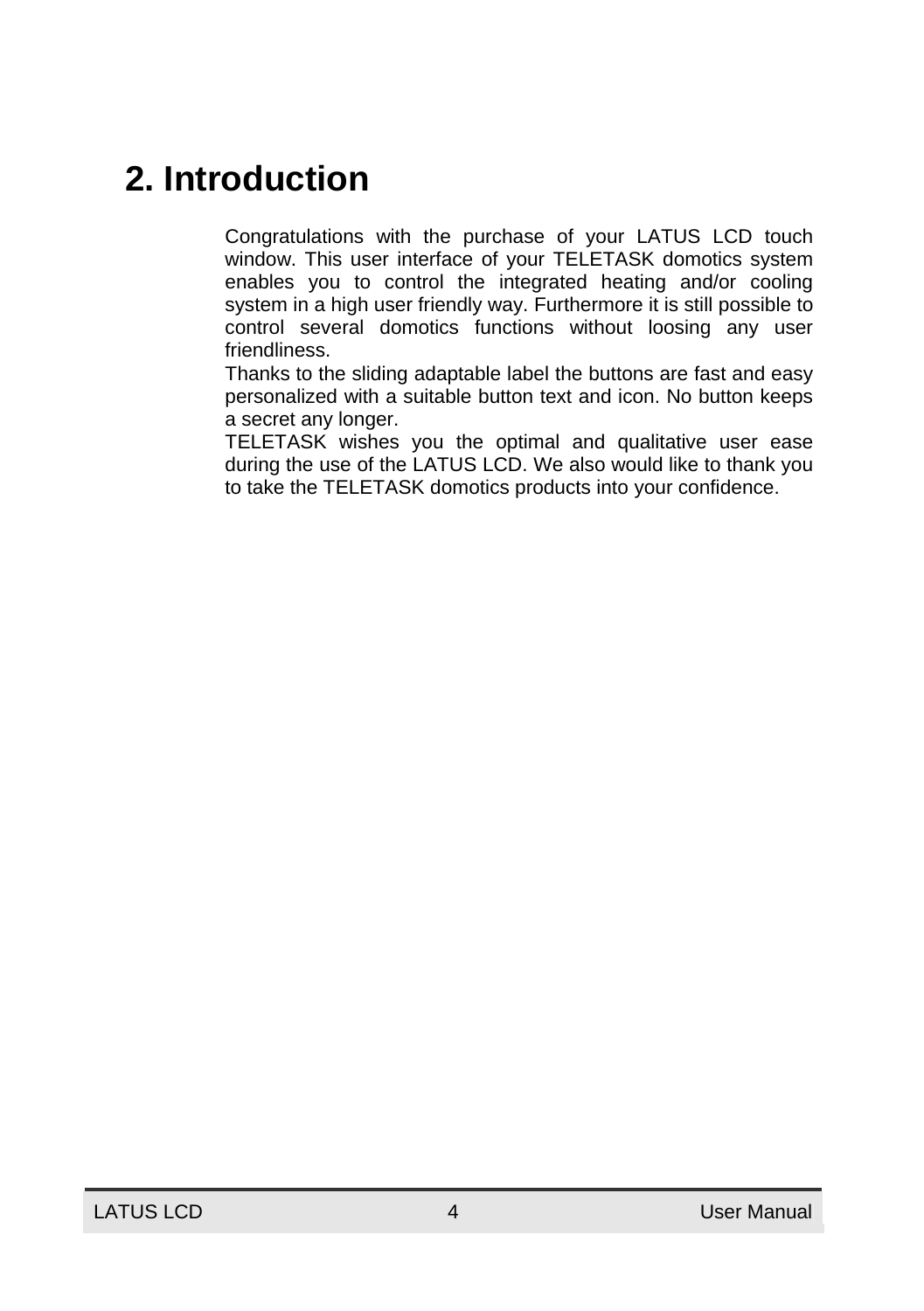# 2. Introduction

Congratulations with the purchase of your LATUS LCD touch window. This user interface of your TELETASK domotics system enables you to control the integrated heating and/or cooling system in a high user friendly way. Furthermore it is still possible to control several domotics functions without loosing any user friendliness.
Thanks to the sliding adaptable label the buttons are fast and easy personalized with a suitable button text and icon. No button keeps a secret any longer.
TELETASK wishes you the optimal and qualitative user ease during the use of the LATUS LCD. We also would like to thank you to take the TELETASK domotics products into your confidence.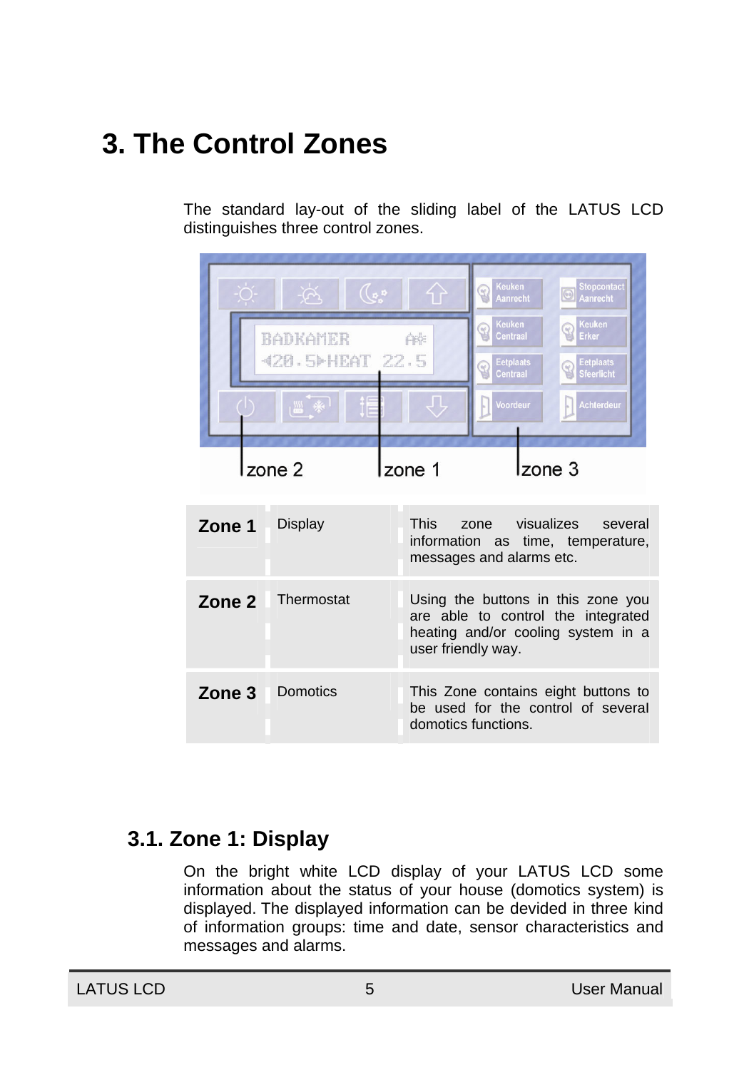# 3. The Control Zones

The standard lay-out of the sliding label of the LATUS LCD distinguishes three control zones.

| | | |
|---|---|---|
| **Zone 1** | Display | This zone visualizes several information as time, temperature, messages and alarms etc. |
| **Zone 2** | Thermostat | Using the buttons in this zone you are able to control the integrated heating and/or cooling system in a user friendly way. |
| **Zone 3** | Domotics | This Zone contains eight buttons to be used for the control of several domotics functions. |

## 3.1. Zone 1: Display

On the bright white LCD display of your LATUS LCD some information about the status of your house (domotics system) is displayed. The displayed information can be devided in three kind of information groups: time and date, sensor characteristics and messages and alarms.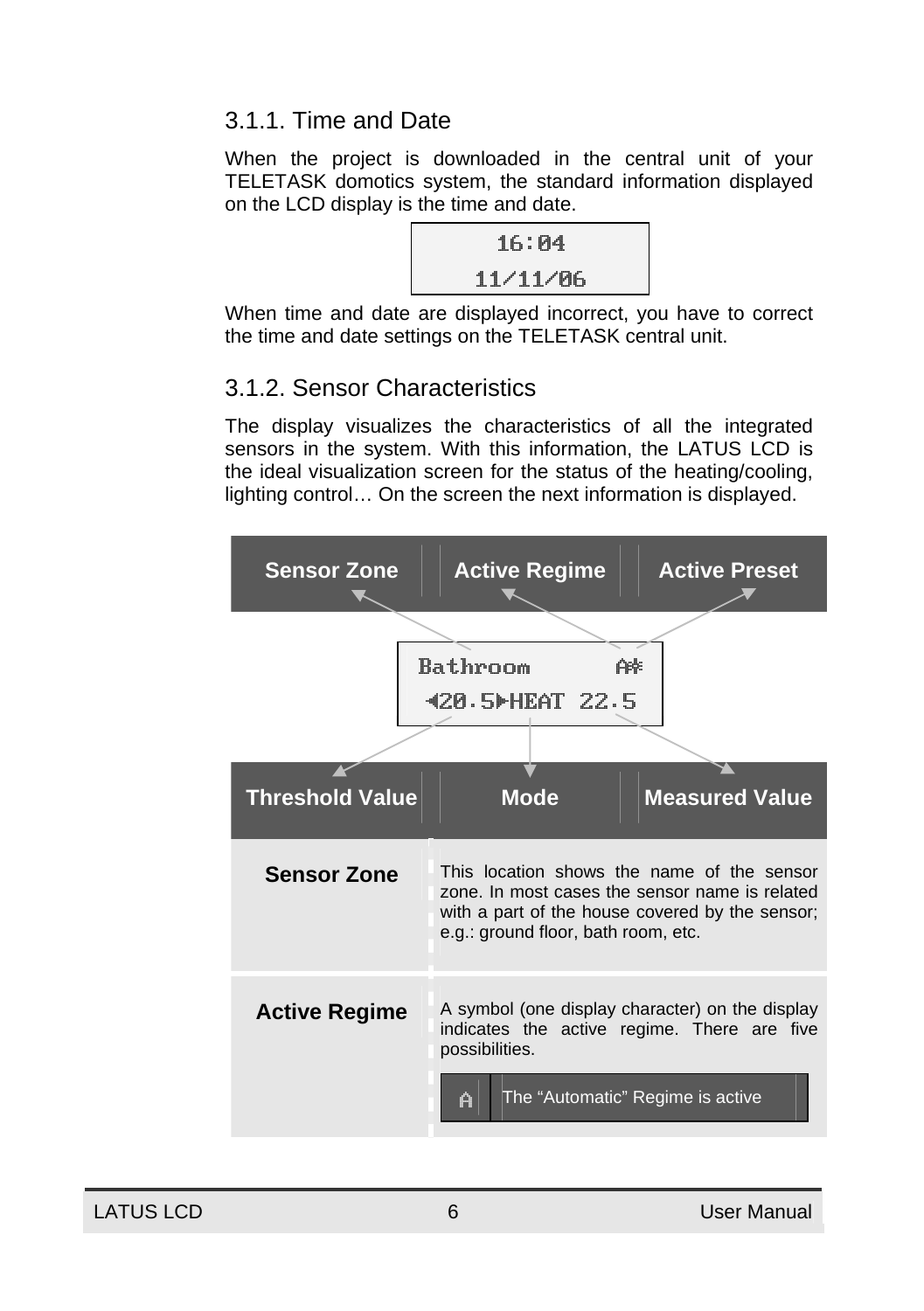### 3.1.1. Time and Date

When the project is downloaded in the central unit of your TELETASK domotics system, the standard information displayed on the LCD display is the time and date.

```
16:04
11/11/06
```

When time and date are displayed incorrect, you have to correct the time and date settings on the TELETASK central unit.

### 3.1.2. Sensor Characteristics

The display visualizes the characteristics of all the integrated sensors in the system. With this information, the LATUS LCD is the ideal visualization screen for the status of the heating/cooling, lighting control… On the screen the next information is displayed.

| Sensor Zone | Active Regime | Active Preset |
|---|---|---|

```
Bathroom      A☼
◄20.5►HEAT 22.5
```

| Threshold Value | Mode | Measured Value |
|---|---|---|

| | |
|---|---|
| **Sensor Zone** | This location shows the name of the sensor zone. In most cases the sensor name is related with a part of the house covered by the sensor; e.g.: ground floor, bath room, etc. |
| **Active Regime** | A symbol (one display character) on the display indicates the active regime. There are five possibilities. |

| | |
|---|---|
| A | The “Automatic” Regime is active |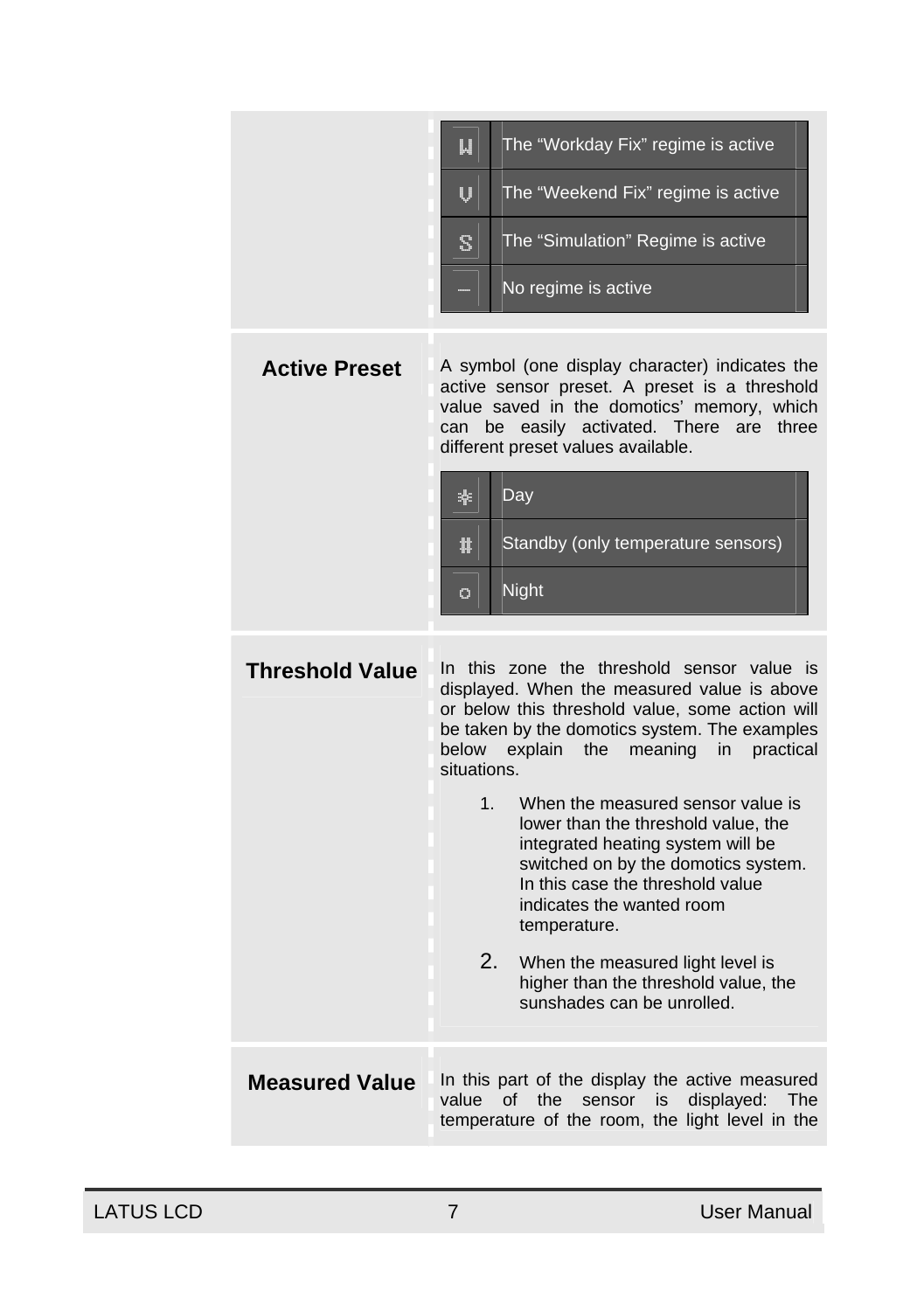| Symbol | Description |
|---|---|
| W | The “Workday Fix” regime is active |
| V | The “Weekend Fix” regime is active |
| S | The “Simulation” Regime is active |
| – | No regime is active |

**Active Preset**

A symbol (one display character) indicates the active sensor preset. A preset is a threshold value saved in the domotics’ memory, which can be easily activated. There are three different preset values available.

| Symbol | Description |
|---|---|
| ☀ | Day |
| # | Standby (only temperature sensors) |
| ○ | Night |

**Threshold Value**

In this zone the threshold sensor value is displayed. When the measured value is above or below this threshold value, some action will be taken by the domotics system. The examples below explain the meaning in practical situations.

1. When the measured sensor value is lower than the threshold value, the integrated heating system will be switched on by the domotics system. In this case the threshold value indicates the wanted room temperature.
2. When the measured light level is higher than the threshold value, the sunshades can be unrolled.

**Measured Value**

In this part of the display the active measured value of the sensor is displayed: The temperature of the room, the light level in the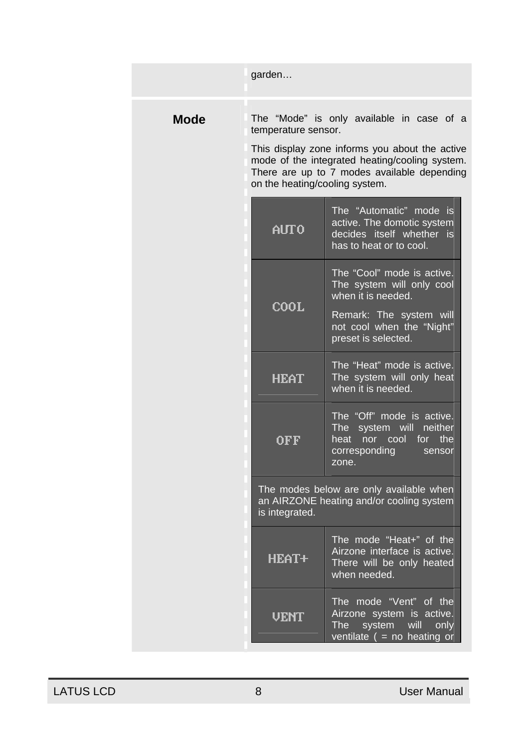| | |
|---|---|
| | garden… |
| **Mode** | The "Mode" is only available in case of a temperature sensor.<br><br>This display zone informs you about the active mode of the integrated heating/cooling system. There are up to 7 modes available depending on the heating/cooling system. |

| Mode | Description |
|---|---|
| AUTO | The "Automatic" mode is active. The domotic system decides itself whether is has to heat or to cool. |
| COOL | The "Cool" mode is active. The system will only cool when it is needed.<br><br>Remark: The system will not cool when the "Night" preset is selected. |
| HEAT | The "Heat" mode is active. The system will only heat when it is needed. |
| OFF | The "Off" mode is active. The system will neither heat nor cool for the corresponding sensor zone. |
| The modes below are only available when an AIRZONE heating and/or cooling system is integrated. | |
| HEAT+ | The mode "Heat+" of the Airzone interface is active. There will be only heated when needed. |
| VENT | The mode "Vent" of the Airzone system is active. The system will only ventilate ( = no heating or |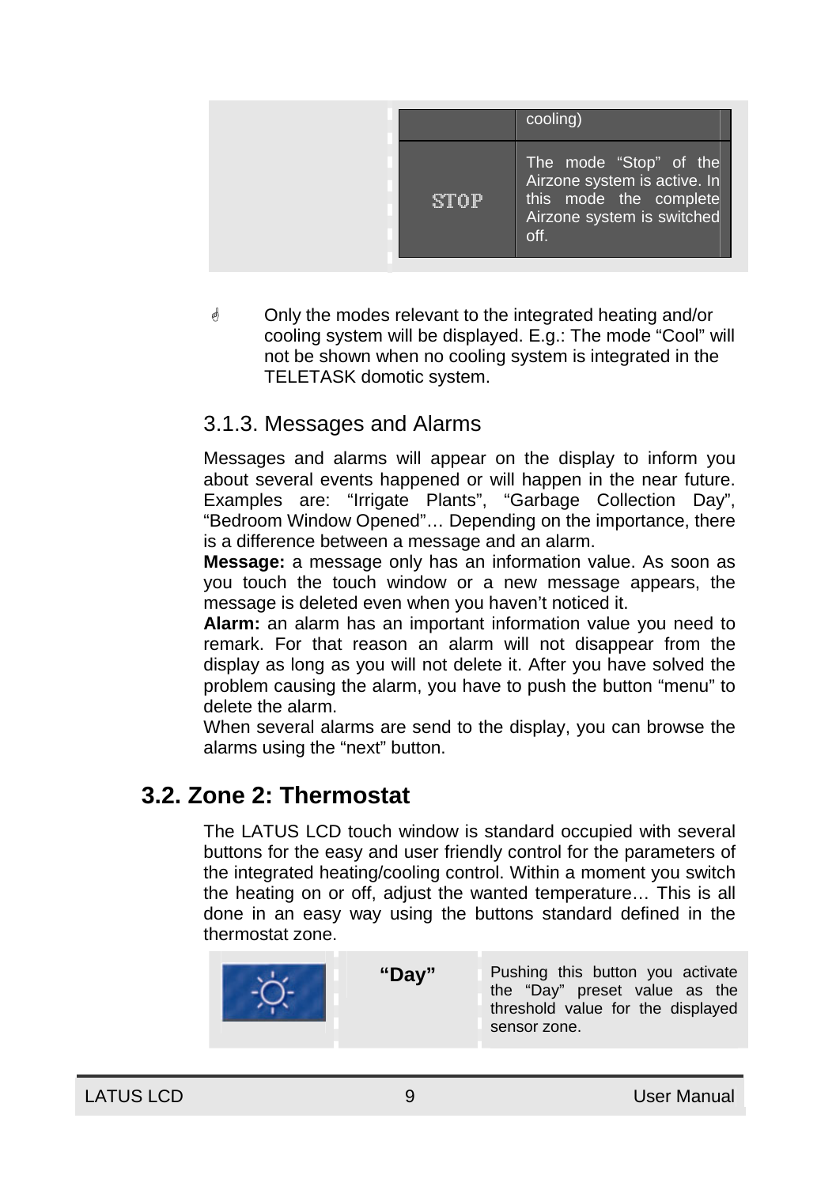| | |
|---|---|
| | cooling) |
| STOP | The mode “Stop” of the Airzone system is active. In this mode the complete Airzone system is switched off. |

☝ Only the modes relevant to the integrated heating and/or cooling system will be displayed. E.g.: The mode “Cool” will not be shown when no cooling system is integrated in the TELETASK domotic system.

### 3.1.3. Messages and Alarms

Messages and alarms will appear on the display to inform you about several events happened or will happen in the near future. Examples are: “Irrigate Plants”, “Garbage Collection Day”, “Bedroom Window Opened”… Depending on the importance, there is a difference between a message and an alarm.

**Message:** a message only has an information value. As soon as you touch the touch window or a new message appears, the message is deleted even when you haven’t noticed it.

**Alarm:** an alarm has an important information value you need to remark. For that reason an alarm will not disappear from the display as long as you will not delete it. After you have solved the problem causing the alarm, you have to push the button “menu” to delete the alarm.

When several alarms are send to the display, you can browse the alarms using the “next” button.

## 3.2. Zone 2: Thermostat

The LATUS LCD touch window is standard occupied with several buttons for the easy and user friendly control for the parameters of the integrated heating/cooling control. Within a moment you switch the heating on or off, adjust the wanted temperature… This is all done in an easy way using the buttons standard defined in the thermostat zone.

| | | |
|---|---|---|
| | **“Day”** | Pushing this button you activate the “Day” preset value as the threshold value for the displayed sensor zone. |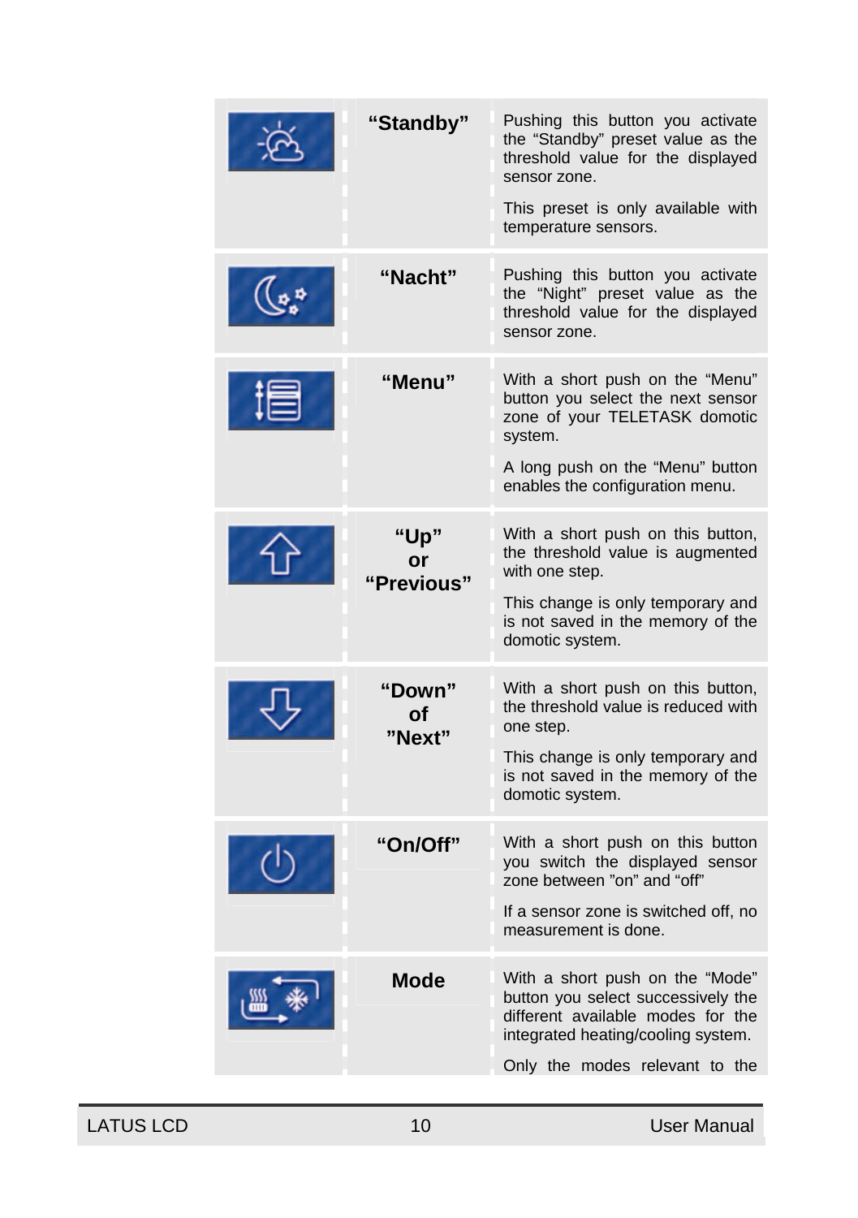| | | |
|---|---|---|
| | **“Standby”** | Pushing this button you activate the “Standby” preset value as the threshold value for the displayed sensor zone.<br><br>This preset is only available with temperature sensors. |
| | **“Nacht”** | Pushing this button you activate the “Night” preset value as the threshold value for the displayed sensor zone. |
| | **“Menu”** | With a short push on the “Menu” button you select the next sensor zone of your TELETASK domotic system.<br><br>A long push on the “Menu” button enables the configuration menu. |
| | **“Up” or “Previous”** | With a short push on this button, the threshold value is augmented with one step.<br><br>This change is only temporary and is not saved in the memory of the domotic system. |
| | **“Down” of ”Next”** | With a short push on this button, the threshold value is reduced with one step.<br><br>This change is only temporary and is not saved in the memory of the domotic system. |
| | **“On/Off”** | With a short push on this button you switch the displayed sensor zone between ”on” and “off”<br><br>If a sensor zone is switched off, no measurement is done. |
| | **Mode** | With a short push on the “Mode” button you select successively the different available modes for the integrated heating/cooling system.<br><br>Only the modes relevant to the |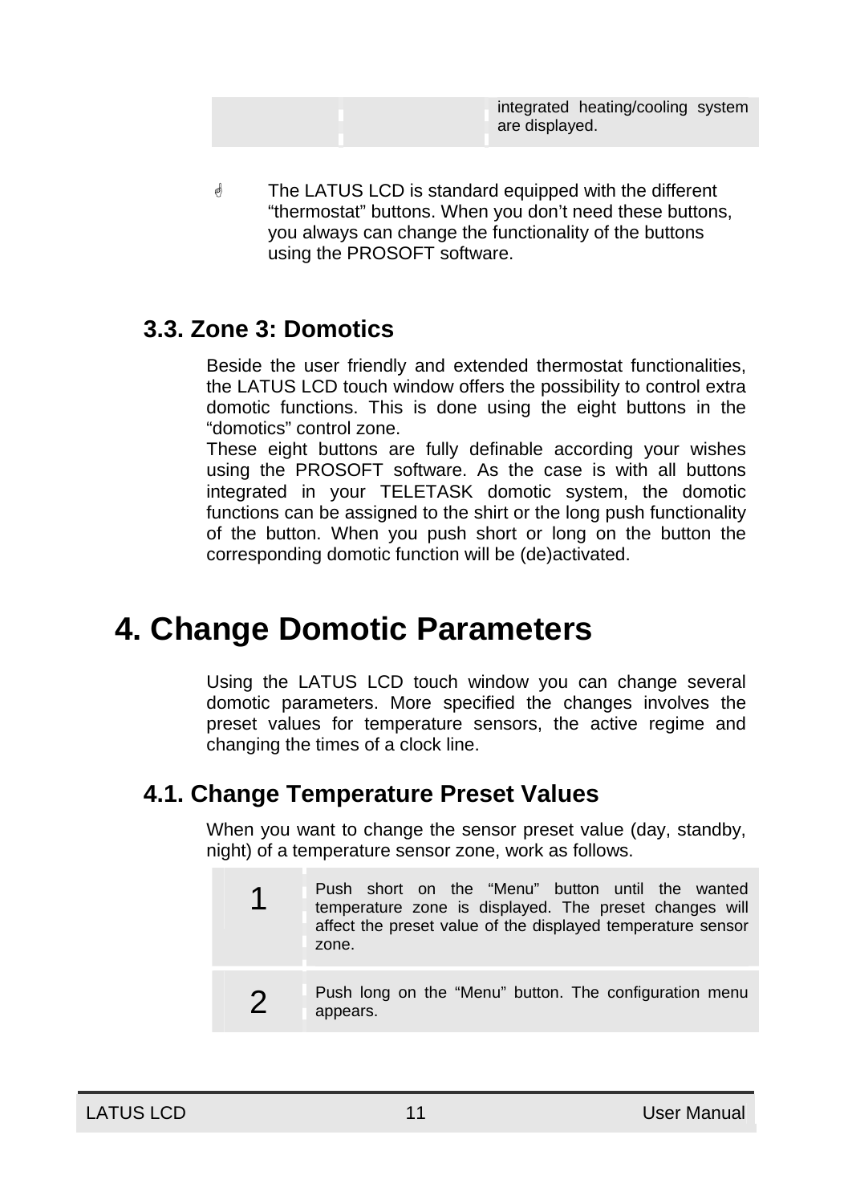|  |  | integrated heating/cooling system are displayed. |
|---|---|---|

☝ The LATUS LCD is standard equipped with the different “thermostat” buttons. When you don’t need these buttons, you always can change the functionality of the buttons using the PROSOFT software.

### 3.3. Zone 3: Domotics

Beside the user friendly and extended thermostat functionalities, the LATUS LCD touch window offers the possibility to control extra domotic functions. This is done using the eight buttons in the “domotics” control zone.
These eight buttons are fully definable according your wishes using the PROSOFT software. As the case is with all buttons integrated in your TELETASK domotic system, the domotic functions can be assigned to the shirt or the long push functionality of the button. When you push short or long on the button the corresponding domotic function will be (de)activated.

## 4. Change Domotic Parameters

Using the LATUS LCD touch window you can change several domotic parameters. More specified the changes involves the preset values for temperature sensors, the active regime and changing the times of a clock line.

### 4.1. Change Temperature Preset Values

When you want to change the sensor preset value (day, standby, night) of a temperature sensor zone, work as follows.

| Step | Action |
|---|---|
| 1 | Push short on the “Menu” button until the wanted temperature zone is displayed. The preset changes will affect the preset value of the displayed temperature sensor zone. |
| 2 | Push long on the “Menu” button. The configuration menu appears. |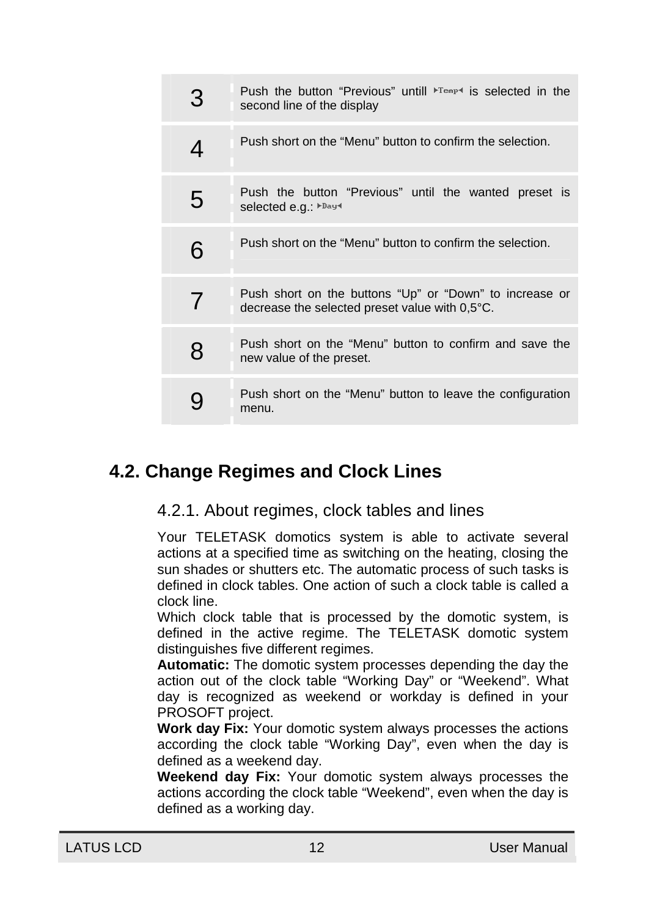| | |
|---|---|
| 3 | Push the button “Previous” untill ▸Temp◂ is selected in the second line of the display |
| 4 | Push short on the “Menu” button to confirm the selection. |
| 5 | Push the button “Previous” until the wanted preset is selected e.g.: ▸Day◂ |
| 6 | Push short on the “Menu” button to confirm the selection. |
| 7 | Push short on the buttons “Up” or “Down” to increase or decrease the selected preset value with 0,5°C. |
| 8 | Push short on the “Menu” button to confirm and save the new value of the preset. |
| 9 | Push short on the “Menu” button to leave the configuration menu. |

## 4.2. Change Regimes and Clock Lines

### 4.2.1. About regimes, clock tables and lines

Your TELETASK domotics system is able to activate several actions at a specified time as switching on the heating, closing the sun shades or shutters etc. The automatic process of such tasks is defined in clock tables. One action of such a clock table is called a clock line.

Which clock table that is processed by the domotic system, is defined in the active regime. The TELETASK domotic system distinguishes five different regimes.

**Automatic:** The domotic system processes depending the day the action out of the clock table “Working Day” or “Weekend”. What day is recognized as weekend or workday is defined in your PROSOFT project.

**Work day Fix:** Your domotic system always processes the actions according the clock table “Working Day”, even when the day is defined as a weekend day.

**Weekend day Fix:** Your domotic system always processes the actions according the clock table “Weekend”, even when the day is defined as a working day.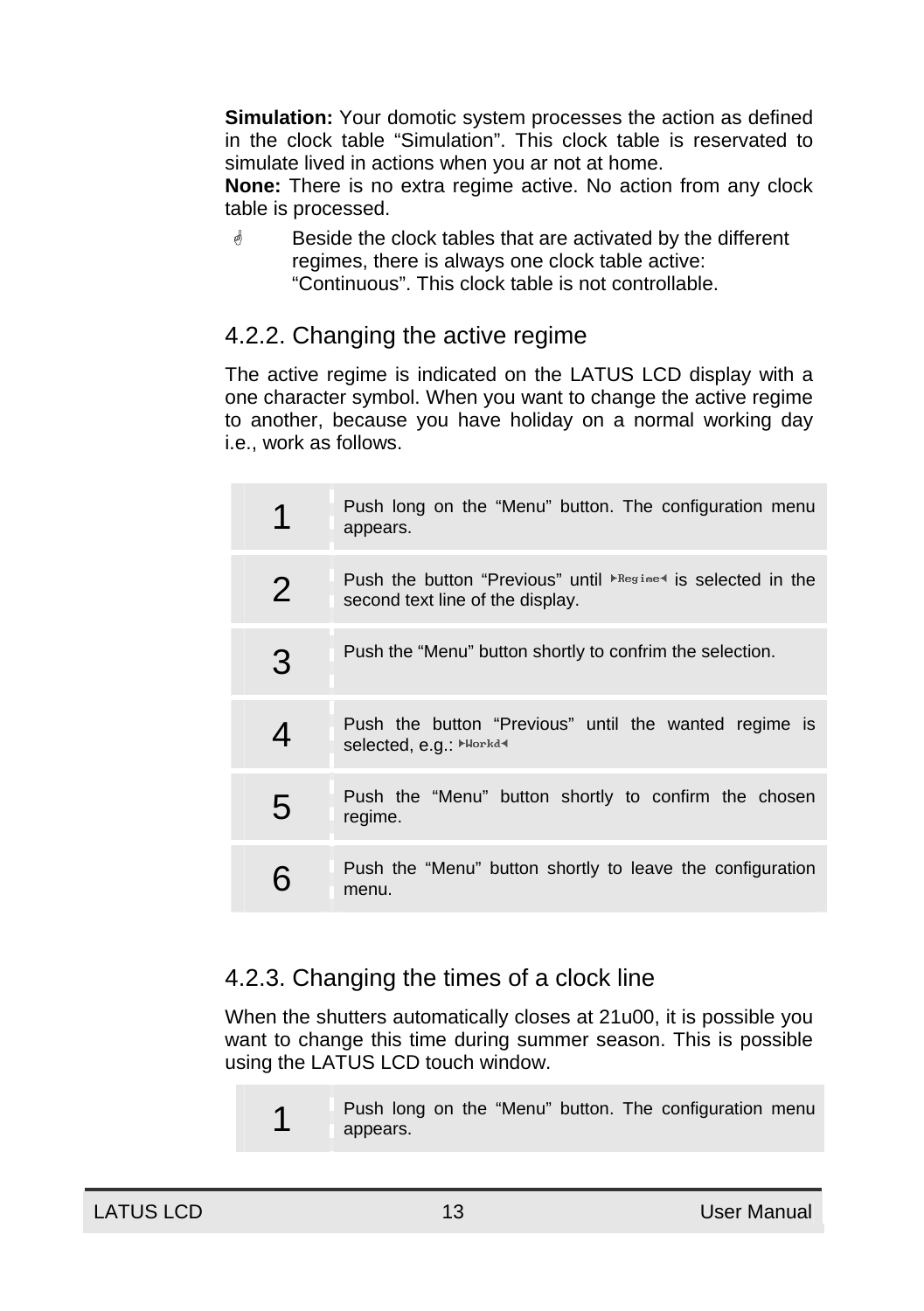**Simulation:** Your domotic system processes the action as defined in the clock table “Simulation”. This clock table is reservated to simulate lived in actions when you ar not at home.
**None:** There is no extra regime active. No action from any clock table is processed.

☝ Beside the clock tables that are activated by the different regimes, there is always one clock table active: “Continuous”. This clock table is not controllable.

### 4.2.2. Changing the active regime

The active regime is indicated on the LATUS LCD display with a one character symbol. When you want to change the active regime to another, because you have holiday on a normal working day i.e., work as follows.

| | |
|---|---|
| 1 | Push long on the “Menu” button. The configuration menu appears. |
| 2 | Push the button “Previous” until ▸Regime◂ is selected in the second text line of the display. |
| 3 | Push the “Menu” button shortly to confrim the selection. |
| 4 | Push the button “Previous” until the wanted regime is selected, e.g.: ▸Workd◂ |
| 5 | Push the “Menu” button shortly to confirm the chosen regime. |
| 6 | Push the “Menu” button shortly to leave the configuration menu. |

### 4.2.3. Changing the times of a clock line

When the shutters automatically closes at 21u00, it is possible you want to change this time during summer season. This is possible using the LATUS LCD touch window.

| | |
|---|---|
| 1 | Push long on the “Menu” button. The configuration menu appears. |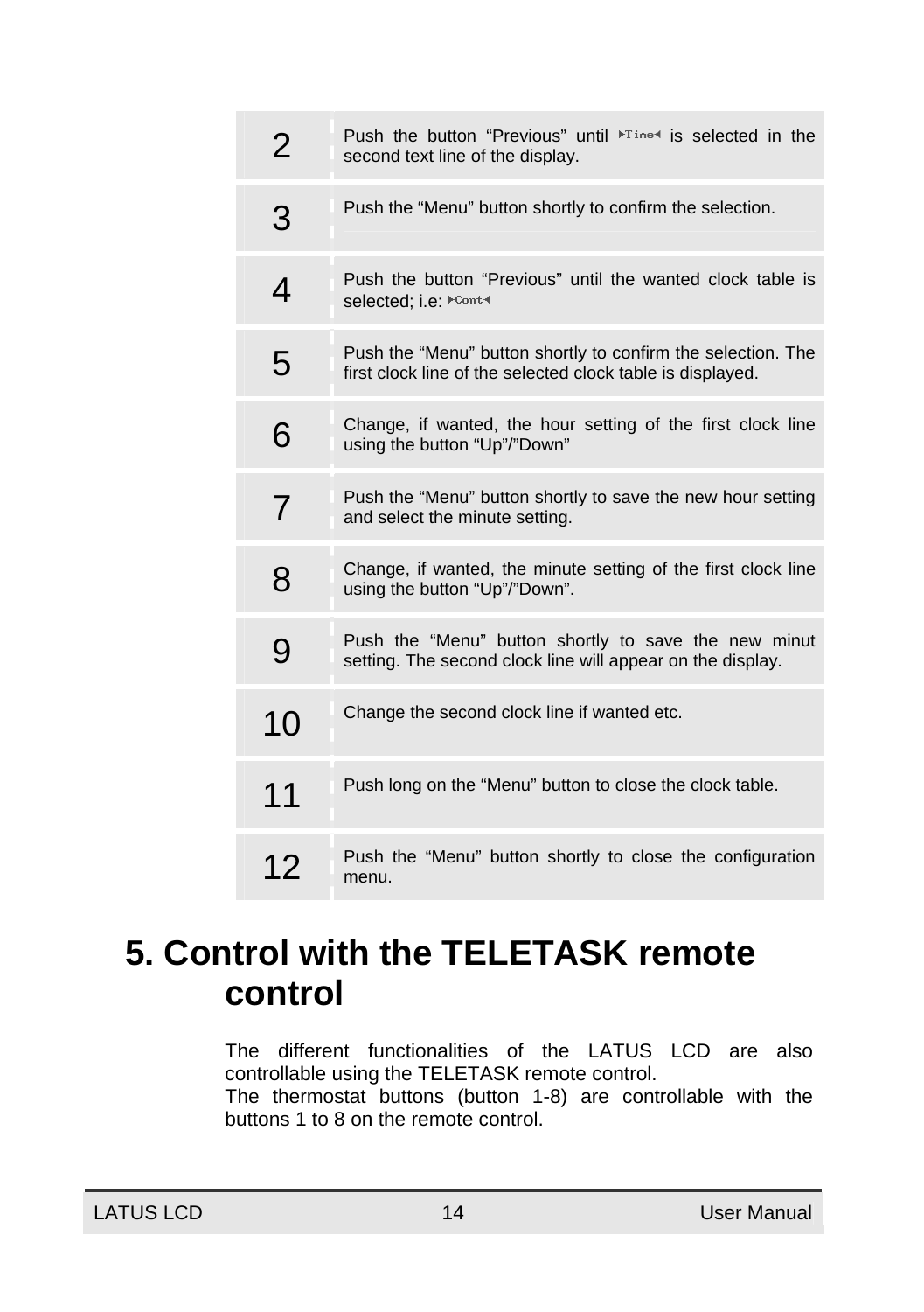| | |
|---|---|
| 2 | Push the button “Previous” until ▸Time◂ is selected in the second text line of the display. |
| 3 | Push the “Menu” button shortly to confirm the selection. |
| 4 | Push the button “Previous” until the wanted clock table is selected; i.e: ▸Cont◂ |
| 5 | Push the “Menu” button shortly to confirm the selection. The first clock line of the selected clock table is displayed. |
| 6 | Change, if wanted, the hour setting of the first clock line using the button “Up”/”Down” |
| 7 | Push the “Menu” button shortly to save the new hour setting and select the minute setting. |
| 8 | Change, if wanted, the minute setting of the first clock line using the button “Up”/”Down”. |
| 9 | Push the “Menu” button shortly to save the new minut setting. The second clock line will appear on the display. |
| 10 | Change the second clock line if wanted etc. |
| 11 | Push long on the “Menu” button to close the clock table. |
| 12 | Push the “Menu” button shortly to close the configuration menu. |

# 5. Control with the TELETASK remote control

The different functionalities of the LATUS LCD are also controllable using the TELETASK remote control.
The thermostat buttons (button 1-8) are controllable with the buttons 1 to 8 on the remote control.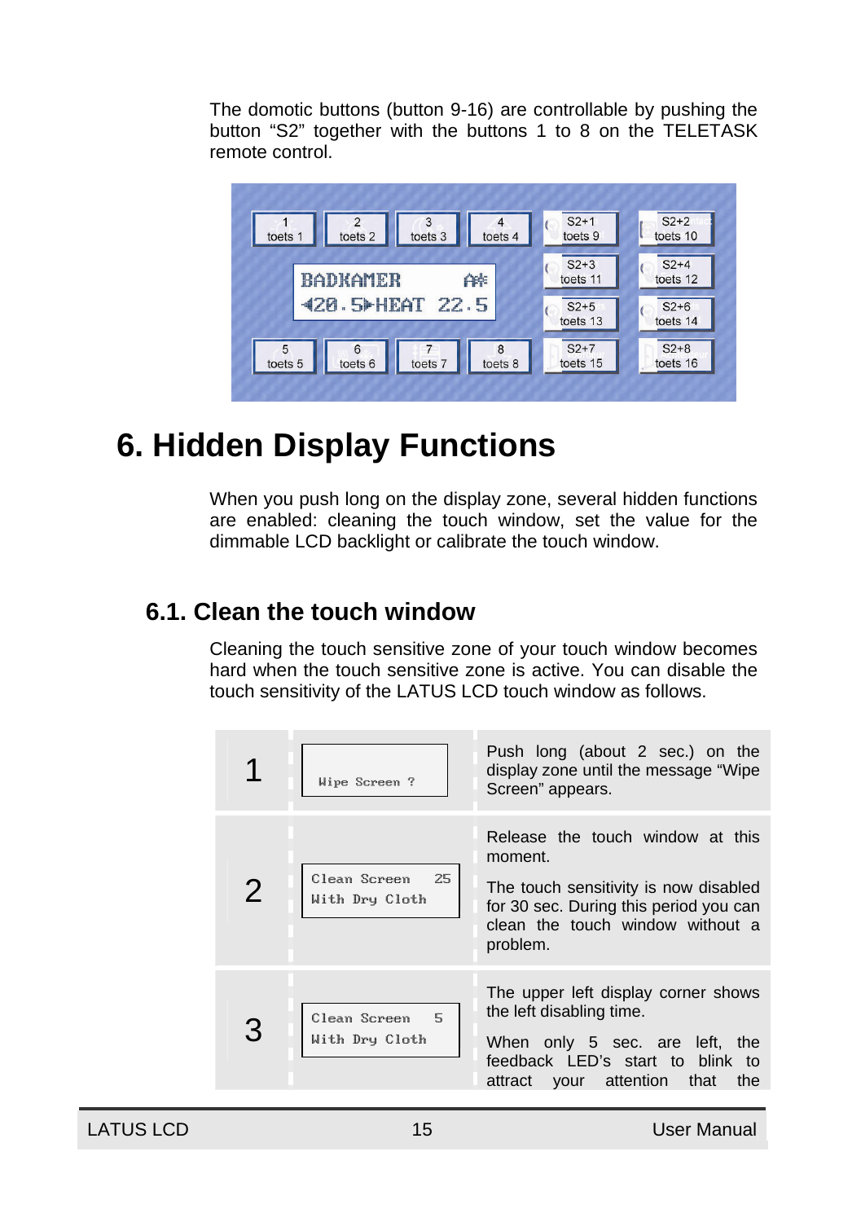The domotic buttons (button 9-16) are controllable by pushing the button “S2” together with the buttons 1 to 8 on the TELETASK remote control.

| 1 toets 1 | 2 toets 2 | 3 toets 3 | 4 toets 4 | S2+1 toets 9 | S2+2 toets 10 |
|---|---|---|---|---|---|
| BADKAMER | | | | S2+3 toets 11 | S2+4 toets 12 |
| 20.5 HEAT 22.5 | | | | S2+5 toets 13 | S2+6 toets 14 |
| 5 toets 5 | 6 toets 6 | 7 toets 7 | 8 toets 8 | S2+7 toets 15 | S2+8 toets 16 |

# 6. Hidden Display Functions

When you push long on the display zone, several hidden functions are enabled: cleaning the touch window, set the value for the dimmable LCD backlight or calibrate the touch window.

## 6.1. Clean the touch window

Cleaning the touch sensitive zone of your touch window becomes hard when the touch sensitive zone is active. You can disable the touch sensitivity of the LATUS LCD touch window as follows.

| | | |
|---|---|---|
| 1 | Wipe Screen ? | Push long (about 2 sec.) on the display zone until the message “Wipe Screen” appears. |
| 2 | Clean Screen 25<br>With Dry Cloth | Release the touch window at this moment.<br><br>The touch sensitivity is now disabled for 30 sec. During this period you can clean the touch window without a problem. |
| 3 | Clean Screen 5<br>With Dry Cloth | The upper left display corner shows the left disabling time.<br><br>When only 5 sec. are left, the feedback LED’s start to blink to attract your attention that the |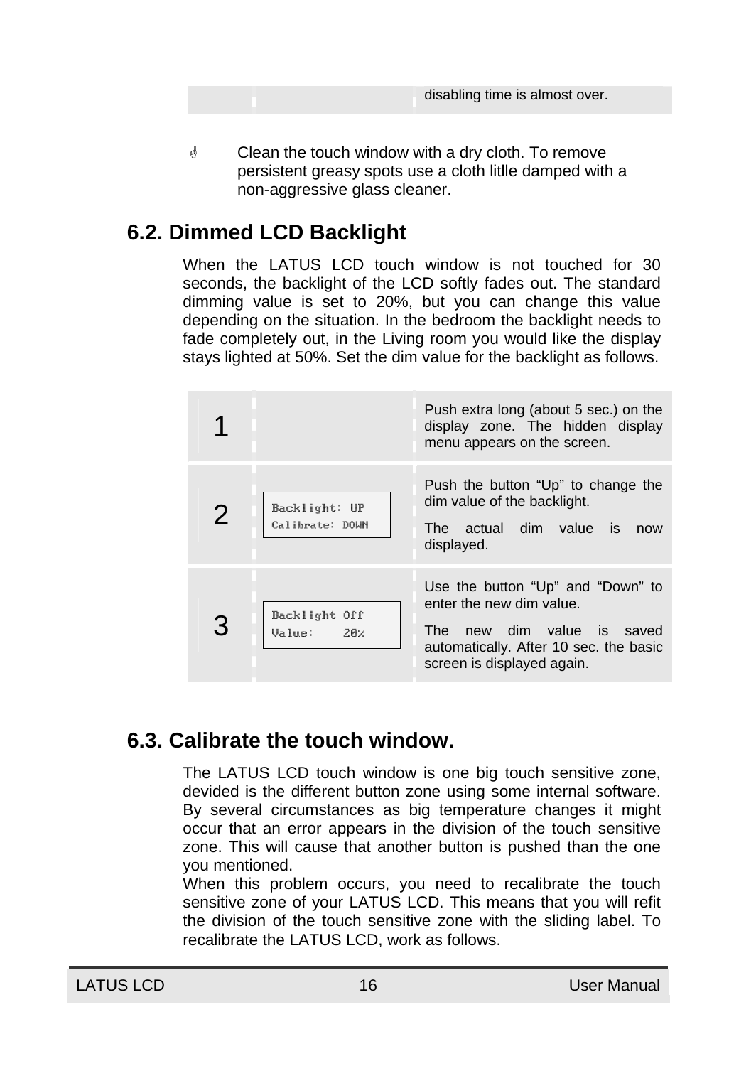| | | disabling time is almost over. |
|---|---|---|

☝ Clean the touch window with a dry cloth. To remove persistent greasy spots use a cloth litlle damped with a non-aggressive glass cleaner.

## 6.2. Dimmed LCD Backlight

When the LATUS LCD touch window is not touched for 30 seconds, the backlight of the LCD softly fades out. The standard dimming value is set to 20%, but you can change this value depending on the situation. In the bedroom the backlight needs to fade completely out, in the Living room you would like the display stays lighted at 50%. Set the dim value for the backlight as follows.

| | | |
|---|---|---|
| 1 | | Push extra long (about 5 sec.) on the display zone. The hidden display menu appears on the screen. |
| 2 | Backlight: UP<br>Calibrate: DOWN | Push the button “Up” to change the dim value of the backlight.<br>The actual dim value is now displayed. |
| 3 | Backlight Off<br>Value: 20% | Use the button “Up” and “Down” to enter the new dim value.<br>The new dim value is saved automatically. After 10 sec. the basic screen is displayed again. |

## 6.3. Calibrate the touch window.

The LATUS LCD touch window is one big touch sensitive zone, devided is the different button zone using some internal software. By several circumstances as big temperature changes it might occur that an error appears in the division of the touch sensitive zone. This will cause that another button is pushed than the one you mentioned.
When this problem occurs, you need to recalibrate the touch sensitive zone of your LATUS LCD. This means that you will refit the division of the touch sensitive zone with the sliding label. To recalibrate the LATUS LCD, work as follows.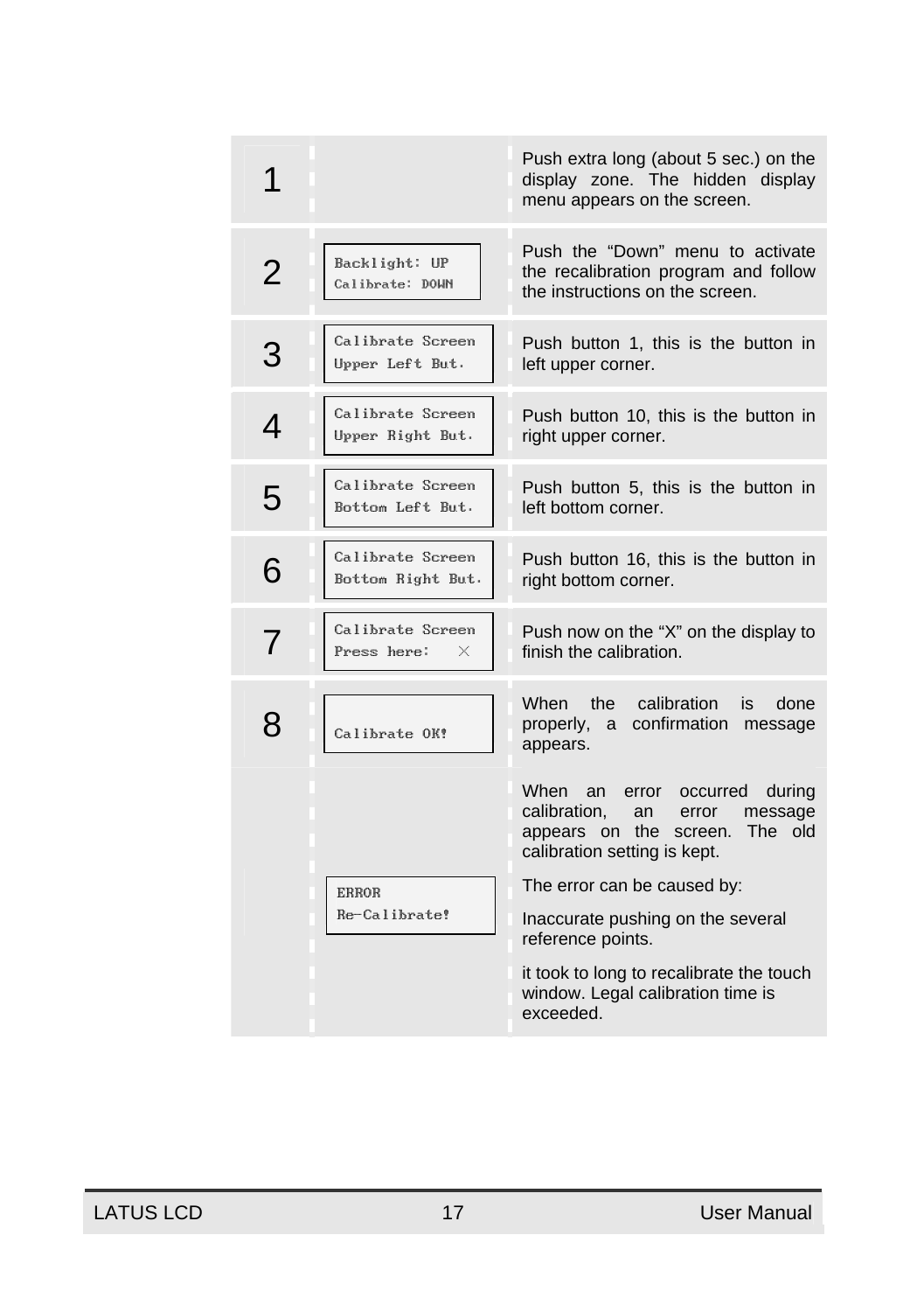| Step | Display | Description |
|---|---|---|
| 1 | | Push extra long (about 5 sec.) on the display zone. The hidden display menu appears on the screen. |
| 2 | Backlight: UP<br>Calibrate: DOWN | Push the “Down” menu to activate the recalibration program and follow the instructions on the screen. |
| 3 | Calibrate Screen<br>Upper Left But. | Push button 1, this is the button in left upper corner. |
| 4 | Calibrate Screen<br>Upper Right But. | Push button 10, this is the button in right upper corner. |
| 5 | Calibrate Screen<br>Bottom Left But. | Push button 5, this is the button in left bottom corner. |
| 6 | Calibrate Screen<br>Bottom Right But. | Push button 16, this is the button in right bottom corner. |
| 7 | Calibrate Screen<br>Press here: × | Push now on the “X” on the display to finish the calibration. |
| 8 | Calibrate OK! | When the calibration is done properly, a confirmation message appears. |
| | ERROR<br>Re-Calibrate! | When an error occurred during calibration, an error message appears on the screen. The old calibration setting is kept.<br><br>The error can be caused by:<br><br>Inaccurate pushing on the several reference points.<br><br>it took to long to recalibrate the touch window. Legal calibration time is exceeded. |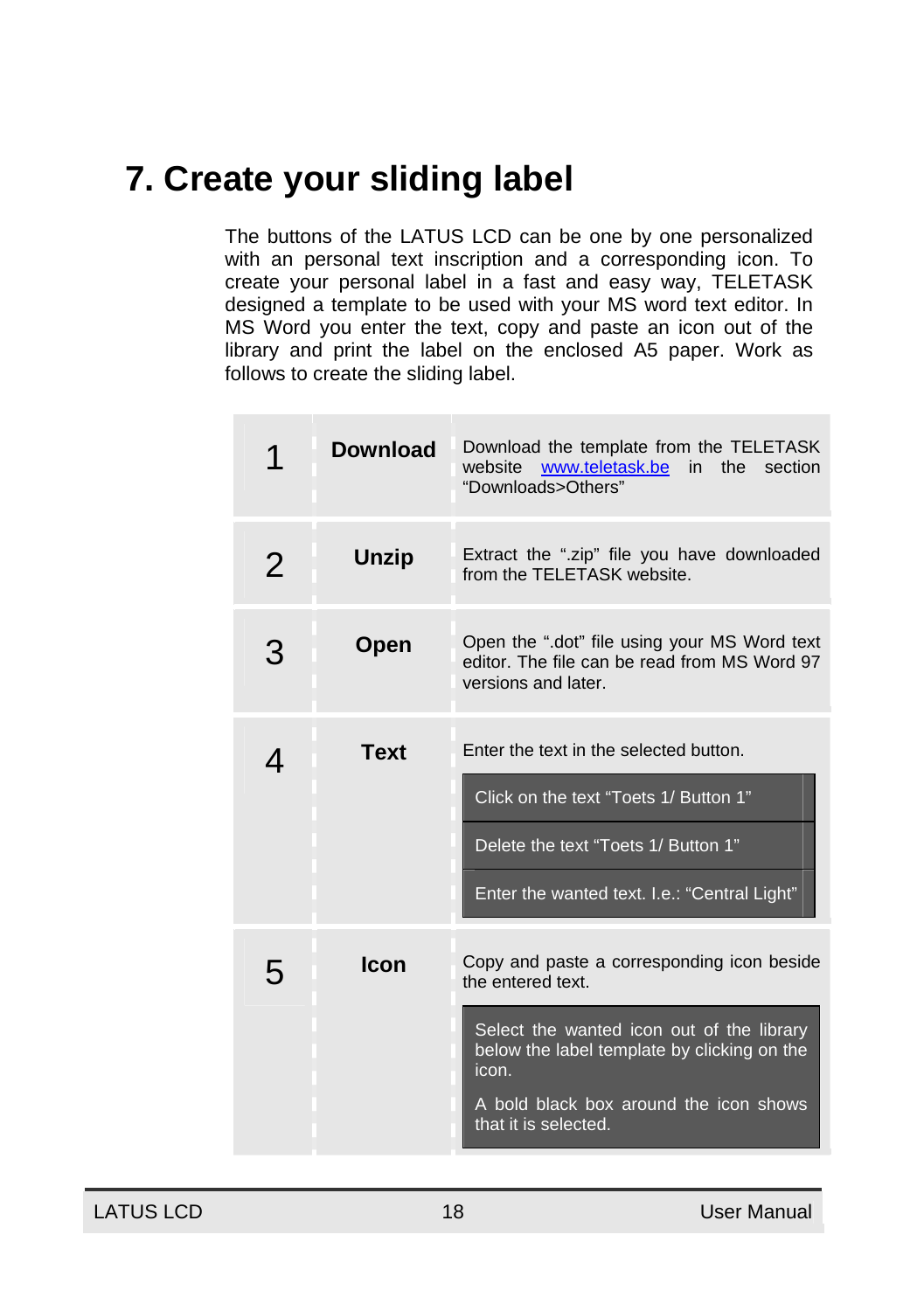# 7. Create your sliding label

The buttons of the LATUS LCD can be one by one personalized with an personal text inscription and a corresponding icon. To create your personal label in a fast and easy way, TELETASK designed a template to be used with your MS word text editor. In MS Word you enter the text, copy and paste an icon out of the library and print the label on the enclosed A5 paper. Work as follows to create the sliding label.

| | | |
|---|---|---|
| 1 | **Download** | Download the template from the TELETASK website www.teletask.be in the section “Downloads>Others” |
| 2 | **Unzip** | Extract the “.zip” file you have downloaded from the TELETASK website. |
| 3 | **Open** | Open the “.dot” file using your MS Word text editor. The file can be read from MS Word 97 versions and later. |
| 4 | **Text** | Enter the text in the selected button.<br>Click on the text “Toets 1/ Button 1”<br>Delete the text “Toets 1/ Button 1”<br>Enter the wanted text. I.e.: “Central Light” |
| 5 | **Icon** | Copy and paste a corresponding icon beside the entered text.<br>Select the wanted icon out of the library below the label template by clicking on the icon.<br>A bold black box around the icon shows that it is selected. |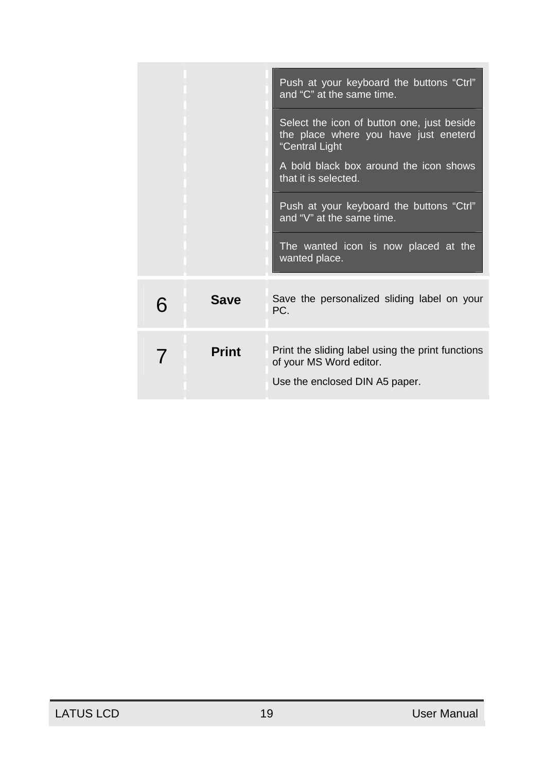| | | |
|---|---|---|
| | | Push at your keyboard the buttons “Ctrl” and “C” at the same time. |
| | | Select the icon of button one, just beside the place where you have just eneterd “Central Light<br><br>A bold black box around the icon shows that it is selected. |
| | | Push at your keyboard the buttons “Ctrl” and “V” at the same time. |
| | | The wanted icon is now placed at the wanted place. |
| 6 | **Save** | Save the personalized sliding label on your PC. |
| 7 | **Print** | Print the sliding label using the print functions of your MS Word editor.<br><br>Use the enclosed DIN A5 paper. |